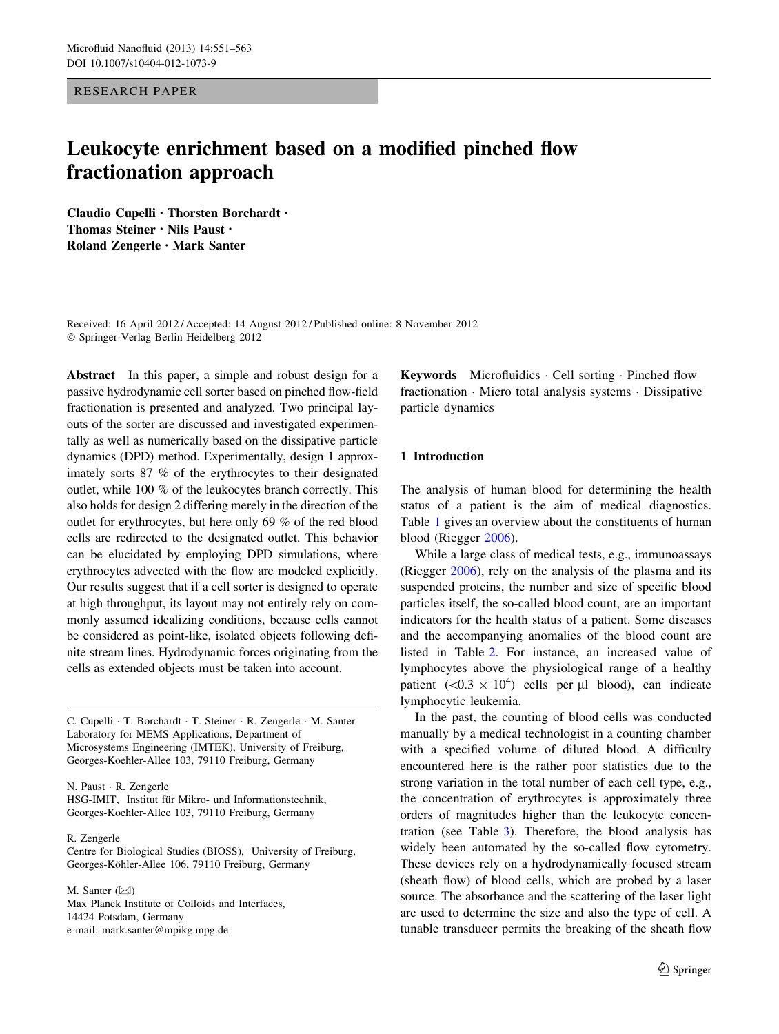RESEARCH PAPER

# Leukocyte enrichment based on a modified pinched flow fractionation approach

**Claudio Cupelli · Thorsten Borchardt · Thomas Steiner · Nils Paust · Roland Zengerle · Mark Santer**

Received: 16 April 2012 / Accepted: 14 August 2012 / Published online: 8 November 2012
© Springer-Verlag Berlin Heidelberg 2012

**Abstract** In this paper, a simple and robust design for a passive hydrodynamic cell sorter based on pinched flow-field fractionation is presented and analyzed. Two principal layouts of the sorter are discussed and investigated experimentally as well as numerically based on the dissipative particle dynamics (DPD) method. Experimentally, design 1 approximately sorts 87 % of the erythrocytes to their designated outlet, while 100 % of the leukocytes branch correctly. This also holds for design 2 differing merely in the direction of the outlet for erythrocytes, but here only 69 % of the red blood cells are redirected to the designated outlet. This behavior can be elucidated by employing DPD simulations, where erythrocytes advected with the flow are modeled explicitly. Our results suggest that if a cell sorter is designed to operate at high throughput, its layout may not entirely rely on commonly assumed idealizing conditions, because cells cannot be considered as point-like, isolated objects following definite stream lines. Hydrodynamic forces originating from the cells as extended objects must be taken into account.

C. Cupelli · T. Borchardt · T. Steiner · R. Zengerle · M. Santer
Laboratory for MEMS Applications, Department of Microsystems Engineering (IMTEK), University of Freiburg, Georges-Koehler-Allee 103, 79110 Freiburg, Germany

N. Paust · R. Zengerle
HSG-IMIT, Institut für Mikro- und Informationstechnik, Georges-Koehler-Allee 103, 79110 Freiburg, Germany

R. Zengerle
Centre for Biological Studies (BIOSS), University of Freiburg, Georges-Köhler-Allee 106, 79110 Freiburg, Germany

M. Santer (✉)
Max Planck Institute of Colloids and Interfaces, 14424 Potsdam, Germany
e-mail: mark.santer@mpikg.mpg.de

**Keywords** Microfluidics · Cell sorting · Pinched flow fractionation · Micro total analysis systems · Dissipative particle dynamics

## 1 Introduction

The analysis of human blood for determining the health status of a patient is the aim of medical diagnostics. Table 1 gives an overview about the constituents of human blood (Riegger 2006).

While a large class of medical tests, e.g., immunoassays (Riegger 2006), rely on the analysis of the plasma and its suspended proteins, the number and size of specific blood particles itself, the so-called blood count, are an important indicators for the health status of a patient. Some diseases and the accompanying anomalies of the blood count are listed in Table 2. For instance, an increased value of lymphocytes above the physiological range of a healthy patient ($<0.3 \times 10^4$) cells per μl blood), can indicate lymphocytic leukemia.

In the past, the counting of blood cells was conducted manually by a medical technologist in a counting chamber with a specified volume of diluted blood. A difficulty encountered here is the rather poor statistics due to the strong variation in the total number of each cell type, e.g., the concentration of erythrocytes is approximately three orders of magnitudes higher than the leukocyte concentration (see Table 3). Therefore, the blood analysis has widely been automated by the so-called flow cytometry. These devices rely on a hydrodynamically focused stream (sheath flow) of blood cells, which are probed by a laser source. The absorbance and the scattering of the laser light are used to determine the size and also the type of cell. A tunable transducer permits the breaking of the sheath flow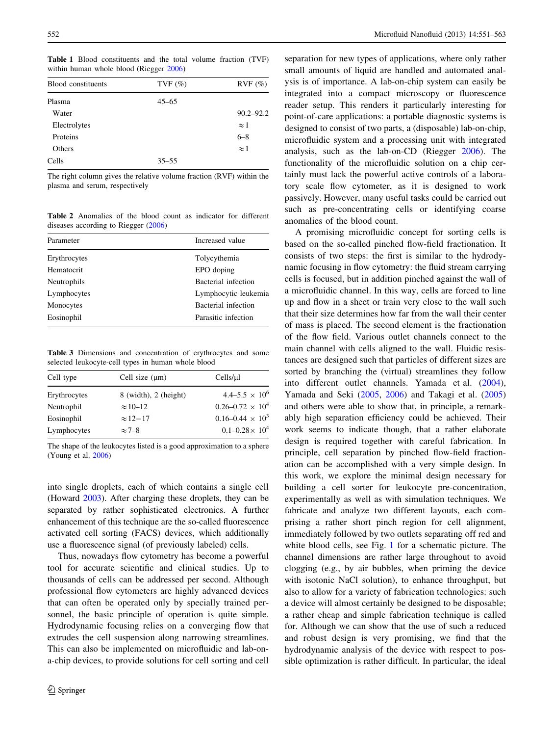**Table 1** Blood constituents and the total volume fraction (TVF) within human whole blood (Riegger 2006)

| Blood constituents | TVF (%) | RVF (%) |
|---|---|---|
| Plasma | 45–65 | |
| Water | | 90.2–92.2 |
| Electrolytes | | ≈1 |
| Proteins | | 6–8 |
| Others | | ≈1 |
| Cells | 35–55 | |

The right column gives the relative volume fraction (RVF) within the plasma and serum, respectively

**Table 2** Anomalies of the blood count as indicator for different diseases according to Riegger (2006)

| Parameter | Increased value |
|---|---|
| Erythrocytes | Tolycythemia |
| Hematocrit | EPO doping |
| Neutrophils | Bacterial infection |
| Lymphocytes | Lymphocytic leukemia |
| Monocytes | Bacterial infection |
| Eosinophil | Parasitic infection |

**Table 3** Dimensions and concentration of erythrocytes and some selected leukocyte-cell types in human whole blood

| Cell type | Cell size (μm) | Cells/μl |
|---|---|---|
| Erythrocytes | 8 (width), 2 (height) | $4.4–5.5 \times 10^6$ |
| Neutrophil | ≈10–12 | $0.26–0.72 \times 10^4$ |
| Eosinophil | ≈12−17 | $0.16–0.44 \times 10^3$ |
| Lymphocytes | ≈7–8 | $0.1–0.28 \times 10^4$ |

The shape of the leukocytes listed is a good approximation to a sphere (Young et al. 2006)

into single droplets, each of which contains a single cell (Howard 2003). After charging these droplets, they can be separated by rather sophisticated electronics. A further enhancement of this technique are the so-called fluorescence activated cell sorting (FACS) devices, which additionally use a fluorescence signal (of previously labeled) cells.

Thus, nowadays flow cytometry has become a powerful tool for accurate scientific and clinical studies. Up to thousands of cells can be addressed per second. Although professional flow cytometers are highly advanced devices that can often be operated only by specially trained personnel, the basic principle of operation is quite simple. Hydrodynamic focusing relies on a converging flow that extrudes the cell suspension along narrowing streamlines. This can also be implemented on microfluidic and lab-on-a-chip devices, to provide solutions for cell sorting and cell separation for new types of applications, where only rather small amounts of liquid are handled and automated analysis is of importance. A lab-on-chip system can easily be integrated into a compact microscopy or fluorescence reader setup. This renders it particularly interesting for point-of-care applications: a portable diagnostic systems is designed to consist of two parts, a (disposable) lab-on-chip, microfluidic system and a processing unit with integrated analysis, such as the lab-on-CD (Riegger 2006). The functionality of the microfluidic solution on a chip certainly must lack the powerful active controls of a laboratory scale flow cytometer, as it is designed to work passively. However, many useful tasks could be carried out such as pre-concentrating cells or identifying coarse anomalies of the blood count.

A promising microfluidic concept for sorting cells is based on the so-called pinched flow-field fractionation. It consists of two steps: the first is similar to the hydrodynamic focusing in flow cytometry: the fluid stream carrying cells is focused, but in addition pinched against the wall of a microfluidic channel. In this way, cells are forced to line up and flow in a sheet or train very close to the wall such that their size determines how far from the wall their center of mass is placed. The second element is the fractionation of the flow field. Various outlet channels connect to the main channel with cells aligned to the wall. Fluidic resistances are designed such that particles of different sizes are sorted by branching the (virtual) streamlines they follow into different outlet channels. Yamada et al. (2004), Yamada and Seki (2005, 2006) and Takagi et al. (2005) and others were able to show that, in principle, a remarkably high separation efficiency could be achieved. Their work seems to indicate though, that a rather elaborate design is required together with careful fabrication. In principle, cell separation by pinched flow-field fractionation can be accomplished with a very simple design. In this work, we explore the minimal design necessary for building a cell sorter for leukocyte pre-concentration, experimentally as well as with simulation techniques. We fabricate and analyze two different layouts, each comprising a rather short pinch region for cell alignment, immediately followed by two outlets separating off red and white blood cells, see Fig. 1 for a schematic picture. The channel dimensions are rather large throughout to avoid clogging (e.g., by air bubbles, when priming the device with isotonic NaCl solution), to enhance throughput, but also to allow for a variety of fabrication technologies: such a device will almost certainly be designed to be disposable; a rather cheap and simple fabrication technique is called for. Although we can show that the use of such a reduced and robust design is very promising, we find that the hydrodynamic analysis of the device with respect to possible optimization is rather difficult. In particular, the ideal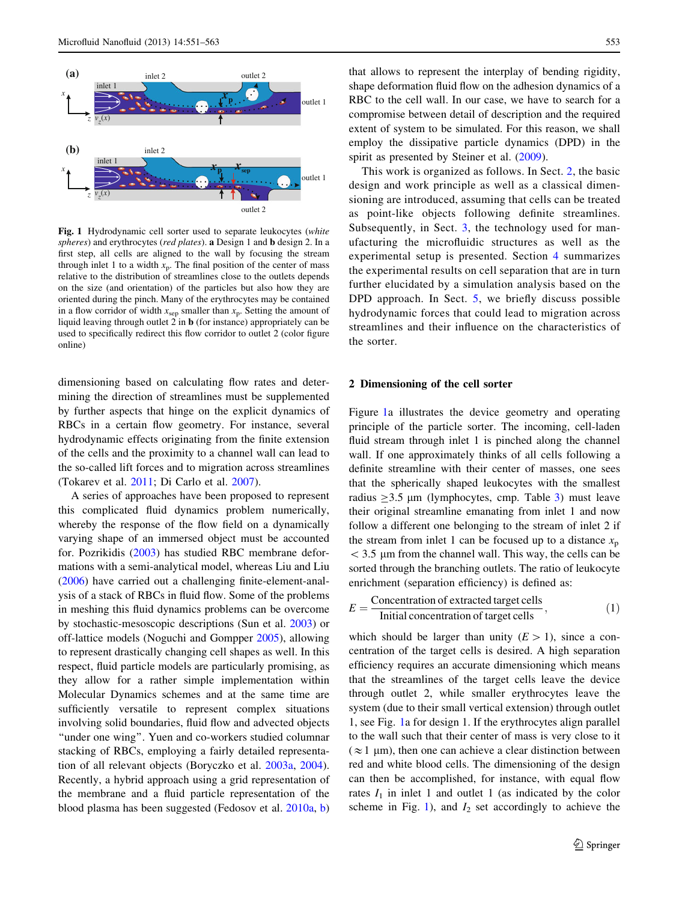**Fig. 1** Hydrodynamic cell sorter used to separate leukocytes (*white spheres*) and erythrocytes (*red plates*). **a** Design 1 and **b** design 2. In a first step, all cells are aligned to the wall by focusing the stream through inlet 1 to a width $x_p$. The final position of the center of mass relative to the distribution of streamlines close to the outlets depends on the size (and orientation) of the particles but also how they are oriented during the pinch. Many of the erythrocytes may be contained in a flow corridor of width $x_{sep}$ smaller than $x_p$. Setting the amount of liquid leaving through outlet 2 in **b** (for instance) appropriately can be used to specifically redirect this flow corridor to outlet 2 (color figure online)

dimensioning based on calculating flow rates and determining the direction of streamlines must be supplemented by further aspects that hinge on the explicit dynamics of RBCs in a certain flow geometry. For instance, several hydrodynamic effects originating from the finite extension of the cells and the proximity to a channel wall can lead to the so-called lift forces and to migration across streamlines (Tokarev et al. 2011; Di Carlo et al. 2007).

A series of approaches have been proposed to represent this complicated fluid dynamics problem numerically, whereby the response of the flow field on a dynamically varying shape of an immersed object must be accounted for. Pozrikidis (2003) has studied RBC membrane deformations with a semi-analytical model, whereas Liu and Liu (2006) have carried out a challenging finite-element-analysis of a stack of RBCs in fluid flow. Some of the problems in meshing this fluid dynamics problems can be overcome by stochastic-mesoscopic descriptions (Sun et al. 2003) or off-lattice models (Noguchi and Gompper 2005), allowing to represent drastically changing cell shapes as well. In this respect, fluid particle models are particularly promising, as they allow for a rather simple implementation within Molecular Dynamics schemes and at the same time are sufficiently versatile to represent complex situations involving solid boundaries, fluid flow and advected objects "under one wing". Yuen and co-workers studied columnar stacking of RBCs, employing a fairly detailed representation of all relevant objects (Boryczko et al. 2003a, 2004). Recently, a hybrid approach using a grid representation of the membrane and a fluid particle representation of the blood plasma has been suggested (Fedosov et al. 2010a, b) that allows to represent the interplay of bending rigidity, shape deformation fluid flow on the adhesion dynamics of a RBC to the cell wall. In our case, we have to search for a compromise between detail of description and the required extent of system to be simulated. For this reason, we shall employ the dissipative particle dynamics (DPD) in the spirit as presented by Steiner et al. (2009).

This work is organized as follows. In Sect. 2, the basic design and work principle as well as a classical dimensioning are introduced, assuming that cells can be treated as point-like objects following definite streamlines. Subsequently, in Sect. 3, the technology used for manufacturing the microfluidic structures as well as the experimental setup is presented. Section 4 summarizes the experimental results on cell separation that are in turn further elucidated by a simulation analysis based on the DPD approach. In Sect. 5, we briefly discuss possible hydrodynamic forces that could lead to migration across streamlines and their influence on the characteristics of the sorter.

## 2 Dimensioning of the cell sorter

Figure 1a illustrates the device geometry and operating principle of the particle sorter. The incoming, cell-laden fluid stream through inlet 1 is pinched along the channel wall. If one approximately thinks of all cells following a definite streamline with their center of masses, one sees that the spherically shaped leukocytes with the smallest radius $\geq$3.5 μm (lymphocytes, cmp. Table 3) must leave their original streamline emanating from inlet 1 and now follow a different one belonging to the stream of inlet 2 if the stream from inlet 1 can be focused up to a distance $x_p < 3.5$ μm from the channel wall. This way, the cells can be sorted through the branching outlets. The ratio of leukocyte enrichment (separation efficiency) is defined as:

$$E = \frac{\text{Concentration of extracted target cells}}{\text{Initial concentration of target cells}}, \tag{1}$$

which should be larger than unity ($E > 1$), since a concentration of the target cells is desired. A high separation efficiency requires an accurate dimensioning which means that the streamlines of the target cells leave the device through outlet 2, while smaller erythrocytes leave the system (due to their small vertical extension) through outlet 1, see Fig. 1a for design 1. If the erythrocytes align parallel to the wall such that their center of mass is very close to it ($\approx$1 μm), then one can achieve a clear distinction between red and white blood cells. The dimensioning of the design can then be accomplished, for instance, with equal flow rates $I_1$ in inlet 1 and outlet 1 (as indicated by the color scheme in Fig. 1), and $I_2$ set accordingly to achieve the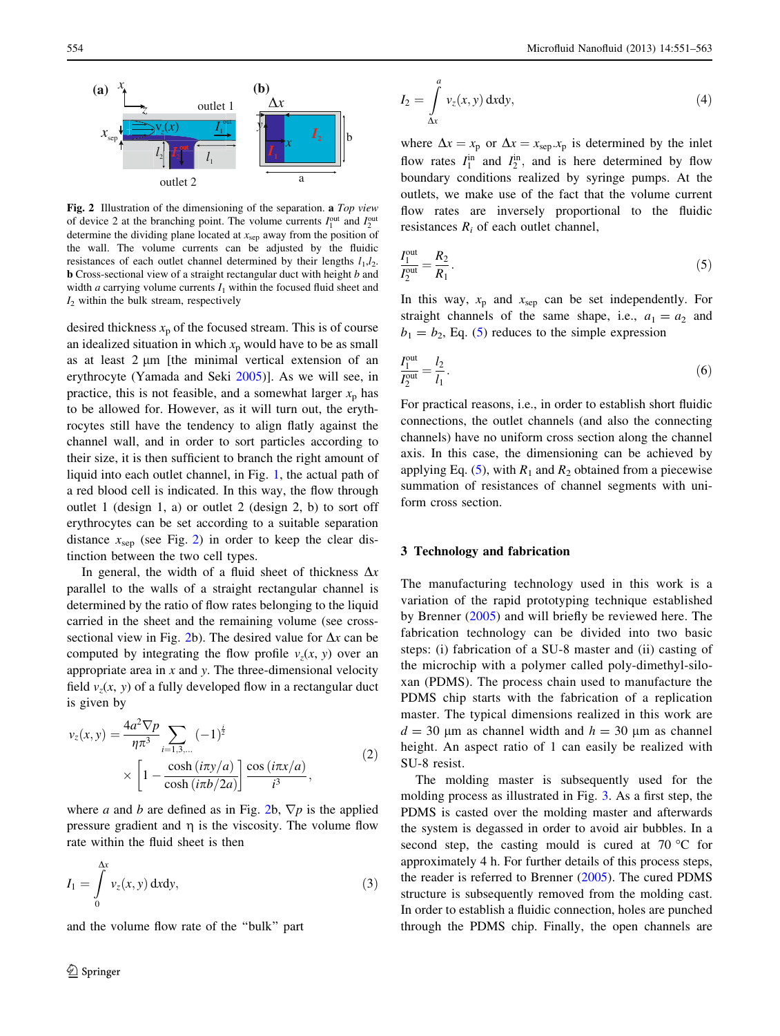**Fig. 2** Illustration of the dimensioning of the separation. **a** *Top view* of device 2 at the branching point. The volume currents $I_1^{out}$ and $I_2^{out}$ determine the dividing plane located at $x_{sep}$ away from the position of the wall. The volume currents can be adjusted by the fluidic resistances of each outlet channel determined by their lengths $l_1$,$l_2$. **b** Cross-sectional view of a straight rectangular duct with height $b$ and width $a$ carrying volume currents $I_1$ within the focused fluid sheet and $I_2$ within the bulk stream, respectively

desired thickness $x_p$ of the focused stream. This is of course an idealized situation in which $x_p$ would have to be as small as at least 2 µm [the minimal vertical extension of an erythrocyte (Yamada and Seki 2005)]. As we will see, in practice, this is not feasible, and a somewhat larger $x_p$ has to be allowed for. However, as it will turn out, the erythrocytes still have the tendency to align flatly against the channel wall, and in order to sort particles according to their size, it is then sufficient to branch the right amount of liquid into each outlet channel, in Fig. 1, the actual path of a red blood cell is indicated. In this way, the flow through outlet 1 (design 1, a) or outlet 2 (design 2, b) to sort off erythrocytes can be set according to a suitable separation distance $x_{sep}$ (see Fig. 2) in order to keep the clear distinction between the two cell types.

In general, the width of a fluid sheet of thickness $\Delta x$ parallel to the walls of a straight rectangular channel is determined by the ratio of flow rates belonging to the liquid carried in the sheet and the remaining volume (see cross-sectional view in Fig. 2b). The desired value for $\Delta x$ can be computed by integrating the flow profile $v_z(x, y)$ over an appropriate area in $x$ and $y$. The three-dimensional velocity field $v_z(x, y)$ of a fully developed flow in a rectangular duct is given by

$$v_z(x,y) = \frac{4a^2 \nabla p}{\eta \pi^3} \sum_{i=1,3,\ldots} (-1)^{\frac{i}{2}} \times \left[1 - \frac{\cosh(i\pi y/a)}{\cosh(i\pi b/2a)}\right] \frac{\cos(i\pi x/a)}{i^3}, \tag{2}$$

where $a$ and $b$ are defined as in Fig. 2b, $\nabla p$ is the applied pressure gradient and η is the viscosity. The volume flow rate within the fluid sheet is then

$$I_1 = \int_0^{\Delta x} v_z(x,y)\, \mathrm{d}x\mathrm{d}y, \tag{3}$$

and the volume flow rate of the "bulk" part

$$I_2 = \int_{\Delta x}^{a} v_z(x,y)\, \mathrm{d}x\mathrm{d}y, \tag{4}$$

where $\Delta x = x_p$ or $\Delta x = x_{sep}.x_p$ is determined by the inlet flow rates $I_1^{in}$ and $I_2^{in}$, and is here determined by flow boundary conditions realized by syringe pumps. At the outlets, we make use of the fact that the volume current flow rates are inversely proportional to the fluidic resistances $R_i$ of each outlet channel,

$$\frac{I_1^{out}}{I_2^{out}} = \frac{R_2}{R_1}. \tag{5}$$

In this way, $x_p$ and $x_{sep}$ can be set independently. For straight channels of the same shape, i.e., $a_1 = a_2$ and $b_1 = b_2$, Eq. (5) reduces to the simple expression

$$\frac{I_1^{out}}{I_2^{out}} = \frac{l_2}{l_1}. \tag{6}$$

For practical reasons, i.e., in order to establish short fluidic connections, the outlet channels (and also the connecting channels) have no uniform cross section along the channel axis. In this case, the dimensioning can be achieved by applying Eq. (5), with $R_1$ and $R_2$ obtained from a piecewise summation of resistances of channel segments with uniform cross section.

## 3 Technology and fabrication

The manufacturing technology used in this work is a variation of the rapid prototyping technique established by Brenner (2005) and will briefly be reviewed here. The fabrication technology can be divided into two basic steps: (i) fabrication of a SU-8 master and (ii) casting of the microchip with a polymer called poly-dimethyl-siloxan (PDMS). The process chain used to manufacture the PDMS chip starts with the fabrication of a replication master. The typical dimensions realized in this work are $d = 30$ µm as channel width and $h = 30$ µm as channel height. An aspect ratio of 1 can easily be realized with SU-8 resist.

The molding master is subsequently used for the molding process as illustrated in Fig. 3. As a first step, the PDMS is casted over the molding master and afterwards the system is degassed in order to avoid air bubbles. In a second step, the casting mould is cured at 70 °C for approximately 4 h. For further details of this process steps, the reader is referred to Brenner (2005). The cured PDMS structure is subsequently removed from the molding cast. In order to establish a fluidic connection, holes are punched through the PDMS chip. Finally, the open channels are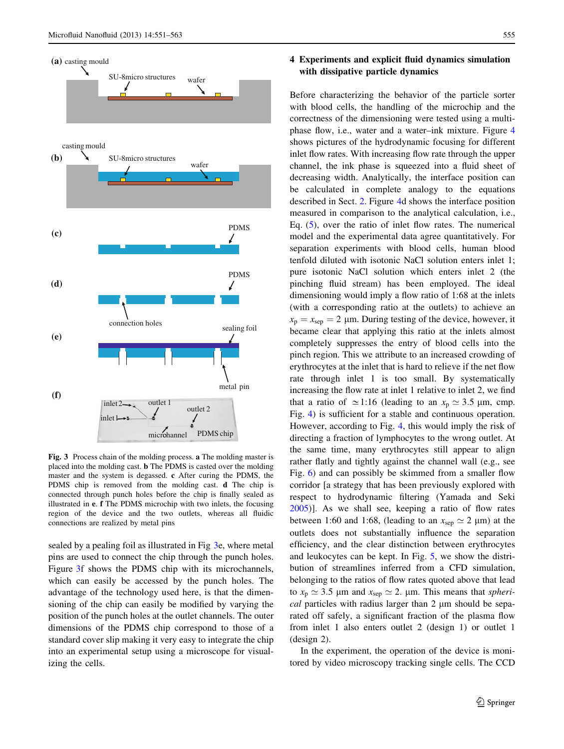**Fig. 3** Process chain of the molding process. **a** The molding master is placed into the molding cast. **b** The PDMS is casted over the molding master and the system is degassed. **c** After curing the PDMS, the PDMS chip is removed from the molding cast. **d** The chip is connected through punch holes before the chip is finally sealed as illustrated in **e**. **f** The PDMS microchip with two inlets, the focusing region of the device and the two outlets, whereas all fluidic connections are realized by metal pins

sealed by a pealing foil as illustrated in Fig 3e, where metal pins are used to connect the chip through the punch holes. Figure 3f shows the PDMS chip with its microchannels, which can easily be accessed by the punch holes. The advantage of the technology used here, is that the dimensioning of the chip can easily be modified by varying the position of the punch holes at the outlet channels. The outer dimensions of the PDMS chip correspond to those of a standard cover slip making it very easy to integrate the chip into an experimental setup using a microscope for visualizing the cells.

## 4 Experiments and explicit fluid dynamics simulation with dissipative particle dynamics

Before characterizing the behavior of the particle sorter with blood cells, the handling of the microchip and the correctness of the dimensioning were tested using a multiphase flow, i.e., water and a water–ink mixture. Figure 4 shows pictures of the hydrodynamic focusing for different inlet flow rates. With increasing flow rate through the upper channel, the ink phase is squeezed into a fluid sheet of decreasing width. Analytically, the interface position can be calculated in complete analogy to the equations described in Sect. 2. Figure 4d shows the interface position measured in comparison to the analytical calculation, i.e., Eq. (5), over the ratio of inlet flow rates. The numerical model and the experimental data agree quantitatively. For separation experiments with blood cells, human blood tenfold diluted with isotonic NaCl solution enters inlet 1; pure isotonic NaCl solution which enters inlet 2 (the pinching fluid stream) has been employed. The ideal dimensioning would imply a flow ratio of 1:68 at the inlets (with a corresponding ratio at the outlets) to achieve an $x_p = x_{sep} = 2$ µm. During testing of the device, however, it became clear that applying this ratio at the inlets almost completely suppresses the entry of blood cells into the pinch region. This we attribute to an increased crowding of erythrocytes at the inlet that is hard to relieve if the net flow rate through inlet 1 is too small. By systematically increasing the flow rate at inlet 1 relative to inlet 2, we find that a ratio of $\simeq$1:16 (leading to an $x_p \simeq 3.5$ µm, cmp. Fig. 4) is sufficient for a stable and continuous operation. However, according to Fig. 4, this would imply the risk of directing a fraction of lymphocytes to the wrong outlet. At the same time, many erythrocytes still appear to align rather flatly and tightly against the channel wall (e.g., see Fig. 6) and can possibly be skimmed from a smaller flow corridor [a strategy that has been previously explored with respect to hydrodynamic filtering (Yamada and Seki 2005)]. As we shall see, keeping a ratio of flow rates between 1:60 and 1:68, (leading to an $x_{sep} \simeq 2$ µm) at the outlets does not substantially influence the separation efficiency, and the clear distinction between erythrocytes and leukocytes can be kept. In Fig. 5, we show the distribution of streamlines inferred from a CFD simulation, belonging to the ratios of flow rates quoted above that lead to $x_p \simeq 3.5$ µm and $x_{sep} \simeq 2$. µm. This means that *spherical* particles with radius larger than 2 µm should be separated off safely, a significant fraction of the plasma flow from inlet 1 also enters outlet 2 (design 1) or outlet 1 (design 2).

In the experiment, the operation of the device is monitored by video microscopy tracking single cells. The CCD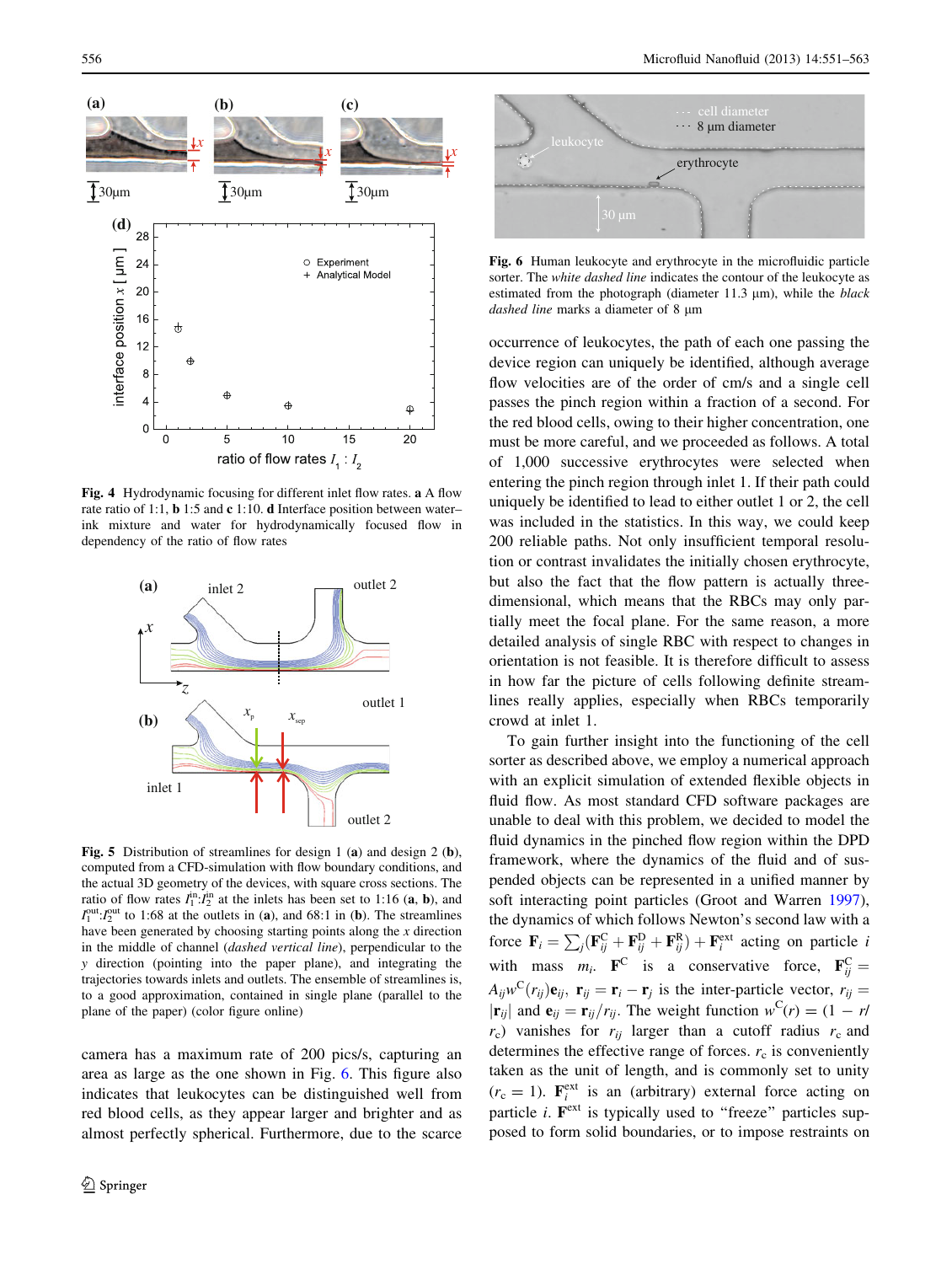**Fig. 4** Hydrodynamic focusing for different inlet flow rates. **a** A flow rate ratio of 1:1, **b** 1:5 and **c** 1:10. **d** Interface position between water–ink mixture and water for hydrodynamically focused flow in dependency of the ratio of flow rates

**Fig. 5** Distribution of streamlines for design 1 (**a**) and design 2 (**b**), computed from a CFD-simulation with flow boundary conditions, and the actual 3D geometry of the devices, with square cross sections. The ratio of flow rates $I_1^{in}:I_2^{in}$ at the inlets has been set to 1:16 (**a**, **b**), and $I_1^{out}:I_2^{out}$ to 1:68 at the outlets in (**a**), and 68:1 in (**b**). The streamlines have been generated by choosing starting points along the $x$ direction in the middle of channel (*dashed vertical line*), perpendicular to the $y$ direction (pointing into the paper plane), and integrating the trajectories towards inlets and outlets. The ensemble of streamlines is, to a good approximation, contained in single plane (parallel to the plane of the paper) (color figure online)

camera has a maximum rate of 200 pics/s, capturing an area as large as the one shown in Fig. 6. This figure also indicates that leukocytes can be distinguished well from red blood cells, as they appear larger and brighter and as almost perfectly spherical. Furthermore, due to the scarce occurrence of leukocytes, the path of each one passing the device region can uniquely be identified, although average flow velocities are of the order of cm/s and a single cell passes the pinch region within a fraction of a second. For the red blood cells, owing to their higher concentration, one must be more careful, and we proceeded as follows. A total of 1,000 successive erythrocytes were selected when entering the pinch region through inlet 1. If their path could uniquely be identified to lead to either outlet 1 or 2, the cell was included in the statistics. In this way, we could keep 200 reliable paths. Not only insufficient temporal resolution or contrast invalidates the initially chosen erythrocyte, but also the fact that the flow pattern is actually three-dimensional, which means that the RBCs may only partially meet the focal plane. For the same reason, a more detailed analysis of single RBC with respect to changes in orientation is not feasible. It is therefore difficult to assess in how far the picture of cells following definite streamlines really applies, especially when RBCs temporarily crowd at inlet 1.

**Fig. 6** Human leukocyte and erythrocyte in the microfluidic particle sorter. The *white dashed line* indicates the contour of the leukocyte as estimated from the photograph (diameter 11.3 μm), while the *black dashed line* marks a diameter of 8 μm

To gain further insight into the functioning of the cell sorter as described above, we employ a numerical approach with an explicit simulation of extended flexible objects in fluid flow. As most standard CFD software packages are unable to deal with this problem, we decided to model the fluid dynamics in the pinched flow region within the DPD framework, where the dynamics of the fluid and of suspended objects can be represented in a unified manner by soft interacting point particles (Groot and Warren 1997), the dynamics of which follows Newton's second law with a force $\mathbf{F}_i = \sum_j(\mathbf{F}_{ij}^C + \mathbf{F}_{ij}^D + \mathbf{F}_{ij}^R) + \mathbf{F}_i^{ext}$ acting on particle $i$ with mass $m_i$. $\mathbf{F}^C$ is a conservative force, $\mathbf{F}_{ij}^C = A_{ij}w^C(r_{ij})\mathbf{e}_{ij}$, $\mathbf{r}_{ij} = \mathbf{r}_i - \mathbf{r}_j$ is the inter-particle vector, $r_{ij} = |\mathbf{r}_{ij}|$ and $\mathbf{e}_{ij} = \mathbf{r}_{ij}/r_{ij}$. The weight function $w^C(r) = (1 - r/r_c)$ vanishes for $r_{ij}$ larger than a cutoff radius $r_c$ and determines the effective range of forces. $r_c$ is conveniently taken as the unit of length, and is commonly set to unity ($r_c = 1$). $\mathbf{F}_i^{ext}$ is an (arbitrary) external force acting on particle $i$. $\mathbf{F}^{ext}$ is typically used to "freeze" particles supposed to form solid boundaries, or to impose restraints on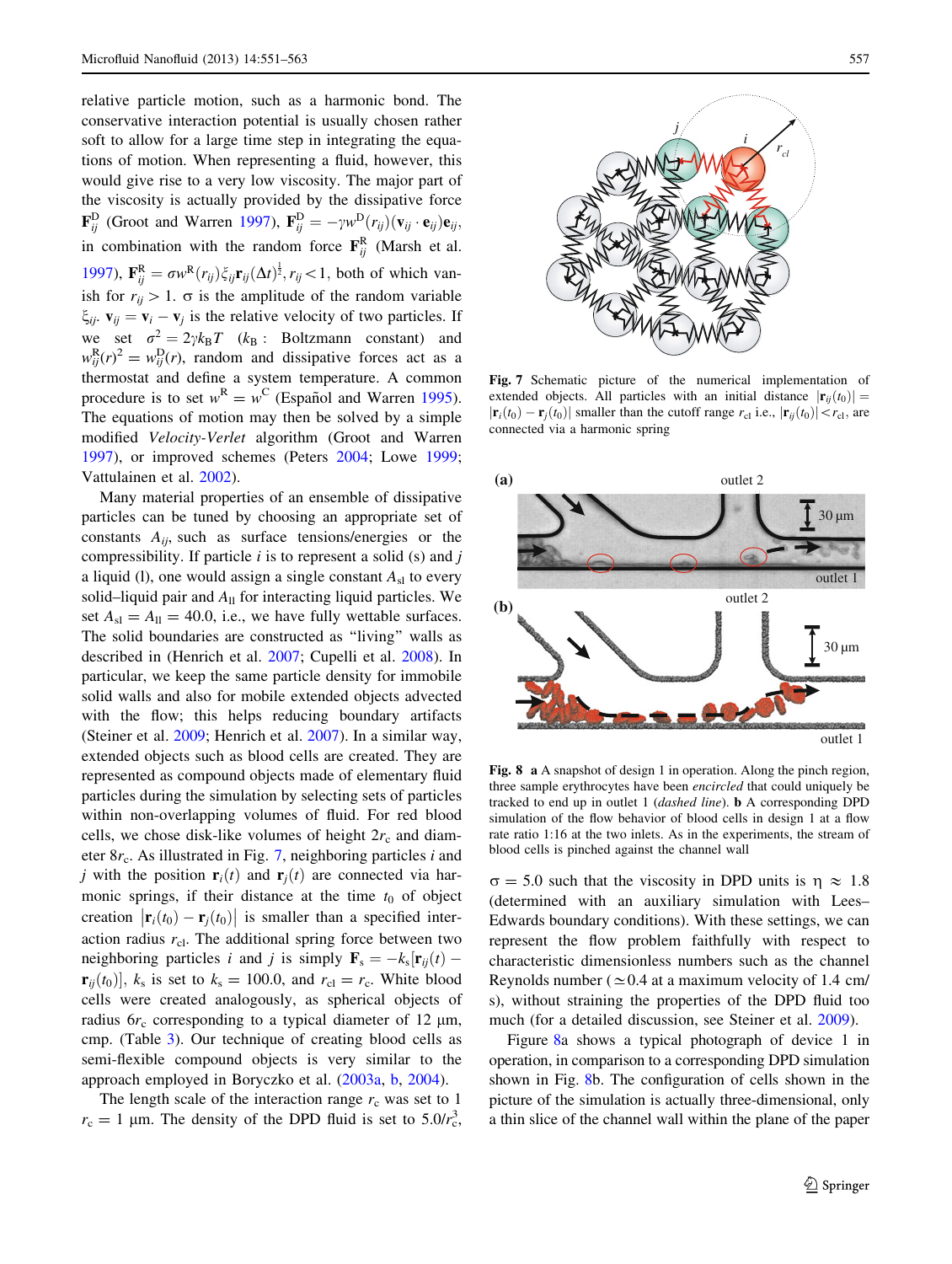relative particle motion, such as a harmonic bond. The conservative interaction potential is usually chosen rather soft to allow for a large time step in integrating the equations of motion. When representing a fluid, however, this would give rise to a very low viscosity. The major part of the viscosity is actually provided by the dissipative force $\mathbf{F}_{ij}^{D}$ (Groot and Warren 1997), $\mathbf{F}_{ij}^{D} = -\gamma w^{D}(r_{ij})(\mathbf{v}_{ij} \cdot \mathbf{e}_{ij})\mathbf{e}_{ij}$, in combination with the random force $\mathbf{F}_{ij}^{R}$ (Marsh et al. 1997), $\mathbf{F}_{ij}^{R} = \sigma w^{R}(r_{ij})\xi_{ij}\mathbf{r}_{ij}(\Delta t)^{\frac{1}{2}}, r_{ij} < 1$, both of which vanish for $r_{ij} > 1$. $\sigma$ is the amplitude of the random variable $\xi_{ij}$. $\mathbf{v}_{ij} = \mathbf{v}_i - \mathbf{v}_j$ is the relative velocity of two particles. If we set $\sigma^2 = 2\gamma k_B T$ ($k_B$ : Boltzmann constant) and $w_{ij}^{R}(r)^2 = w_{ij}^{D}(r)$, random and dissipative forces act as a thermostat and define a system temperature. A common procedure is to set $w^{R} = w^{C}$ (Español and Warren 1995). The equations of motion may then be solved by a simple modified *Velocity-Verlet* algorithm (Groot and Warren 1997), or improved schemes (Peters 2004; Lowe 1999; Vattulainen et al. 2002).

Many material properties of an ensemble of dissipative particles can be tuned by choosing an appropriate set of constants $A_{ij}$, such as surface tensions/energies or the compressibility. If particle $i$ is to represent a solid (s) and $j$ a liquid (l), one would assign a single constant $A_{sl}$ to every solid–liquid pair and $A_{ll}$ for interacting liquid particles. We set $A_{sl} = A_{ll} = 40.0$, i.e., we have fully wettable surfaces. The solid boundaries are constructed as "living" walls as described in (Henrich et al. 2007; Cupelli et al. 2008). In particular, we keep the same particle density for immobile solid walls and also for mobile extended objects advected with the flow; this helps reducing boundary artifacts (Steiner et al. 2009; Henrich et al. 2007). In a similar way, extended objects such as blood cells are created. They are represented as compound objects made of elementary fluid particles during the simulation by selecting sets of particles within non-overlapping volumes of fluid. For red blood cells, we chose disk-like volumes of height $2r_c$ and diameter $8r_c$. As illustrated in Fig. 7, neighboring particles $i$ and $j$ with the position $\mathbf{r}_i(t)$ and $\mathbf{r}_j(t)$ are connected via harmonic springs, if their distance at the time $t_0$ of object creation $|\mathbf{r}_i(t_0) - \mathbf{r}_j(t_0)|$ is smaller than a specified interaction radius $r_{cl}$. The additional spring force between two neighboring particles $i$ and $j$ is simply $\mathbf{F}_s = -k_s[\mathbf{r}_{ij}(t) - \mathbf{r}_{ij}(t_0)]$, $k_s$ is set to $k_s = 100.0$, and $r_{cl} = r_c$. White blood cells were created analogously, as spherical objects of radius $6r_c$ corresponding to a typical diameter of 12 μm, cmp. (Table 3). Our technique of creating blood cells as semi-flexible compound objects is very similar to the approach employed in Boryczko et al. (2003a, b, 2004).

The length scale of the interaction range $r_c$ was set to 1 $r_c = 1$ μm. The density of the DPD fluid is set to $5.0/r_c^3$, $\sigma = 5.0$ such that the viscosity in DPD units is $\eta \approx 1.8$ (determined with an auxiliary simulation with Lees–Edwards boundary conditions). With these settings, we can represent the flow problem faithfully with respect to characteristic dimensionless numbers such as the channel Reynolds number ($\simeq 0.4$ at a maximum velocity of 1.4 cm/s), without straining the properties of the DPD fluid too much (for a detailed discussion, see Steiner et al. 2009).

Fig. 7 Schematic picture of the numerical implementation of extended objects. All particles with an initial distance $|\mathbf{r}_{ij}(t_0)| = |\mathbf{r}_i(t_0) - \mathbf{r}_j(t_0)|$ smaller than the cutoff range $r_{cl}$ i.e., $|\mathbf{r}_{ij}(t_0)| < r_{cl}$, are connected via a harmonic spring

Fig. 8 **a** A snapshot of design 1 in operation. Along the pinch region, three sample erythrocytes have been *encircled* that could uniquely be tracked to end up in outlet 1 (*dashed line*). **b** A corresponding DPD simulation of the flow behavior of blood cells in design 1 at a flow rate ratio 1:16 at the two inlets. As in the experiments, the stream of blood cells is pinched against the channel wall

Figure 8a shows a typical photograph of device 1 in operation, in comparison to a corresponding DPD simulation shown in Fig. 8b. The configuration of cells shown in the picture of the simulation is actually three-dimensional, only a thin slice of the channel wall within the plane of the paper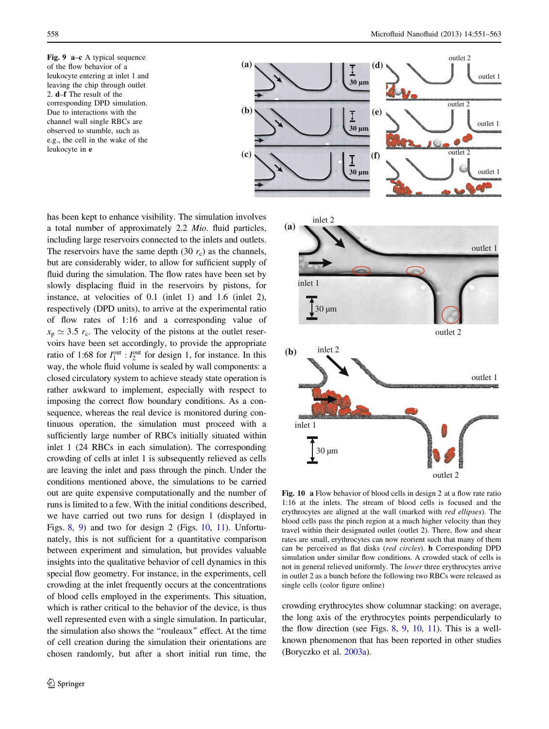**Fig. 9** **a–c** A typical sequence of the flow behavior of a leukocyte entering at inlet 1 and leaving the chip through outlet 2. **d–f** The result of the corresponding DPD simulation. Due to interactions with the channel wall single RBCs are observed to stumble, such as e.g., the cell in the wake of the leukocyte in **e**

has been kept to enhance visibility. The simulation involves a total number of approximately 2.2 *Mio*. fluid particles, including large reservoirs connected to the inlets and outlets. The reservoirs have the same depth (30 $r_c$) as the channels, but are considerably wider, to allow for sufficient supply of fluid during the simulation. The flow rates have been set by slowly displacing fluid in the reservoirs by pistons, for instance, at velocities of 0.1 (inlet 1) and 1.6 (inlet 2), respectively (DPD units), to arrive at the experimental ratio of flow rates of 1:16 and a corresponding value of $x_p \simeq 3.5\ r_c$. The velocity of the pistons at the outlet reservoirs have been set accordingly, to provide the appropriate ratio of 1:68 for $I_1^{out} : I_2^{out}$ for design 1, for instance. In this way, the whole fluid volume is sealed by wall components: a closed circulatory system to achieve steady state operation is rather awkward to implement, especially with respect to imposing the correct flow boundary conditions. As a consequence, whereas the real device is monitored during continuous operation, the simulation must proceed with a sufficiently large number of RBCs initially situated within inlet 1 (24 RBCs in each simulation). The corresponding crowding of cells at inlet 1 is subsequently relieved as cells are leaving the inlet and pass through the pinch. Under the conditions mentioned above, the simulations to be carried out are quite expensive computationally and the number of runs is limited to a few. With the initial conditions described, we have carried out two runs for design 1 (displayed in Figs. 8, 9) and two for design 2 (Figs. 10, 11). Unfortunately, this is not sufficient for a quantitative comparison between experiment and simulation, but provides valuable insights into the qualitative behavior of cell dynamics in this special flow geometry. For instance, in the experiments, cell crowding at the inlet frequently occurs at the concentrations of blood cells employed in the experiments. This situation, which is rather critical to the behavior of the device, is thus well represented even with a single simulation. In particular, the simulation also shows the "rouleaux" effect. At the time of cell creation during the simulation their orientations are chosen randomly, but after a short initial run time, the crowding erythrocytes show columnar stacking: on average, the long axis of the erythrocytes points perpendicularly to the flow direction (see Figs. 8, 9, 10, 11). This is a well-known phenomenon that has been reported in other studies (Boryczko et al. 2003a).

**Fig. 10** **a** Flow behavior of blood cells in design 2 at a flow rate ratio 1:16 at the inlets. The stream of blood cells is focused and the erythrocytes are aligned at the wall (marked with *red ellipses*). The blood cells pass the pinch region at a much higher velocity than they travel within their designated outlet (outlet 2). There, flow and shear rates are small, erythrocytes can now reorient such that many of them can be perceived as flat disks (*red circles*). **b** Corresponding DPD simulation under similar flow conditions. A crowded stack of cells is not in general relieved uniformly. The *lower* three erythrocytes arrive in outlet 2 as a bunch before the following two RBCs were released as single cells (color figure online)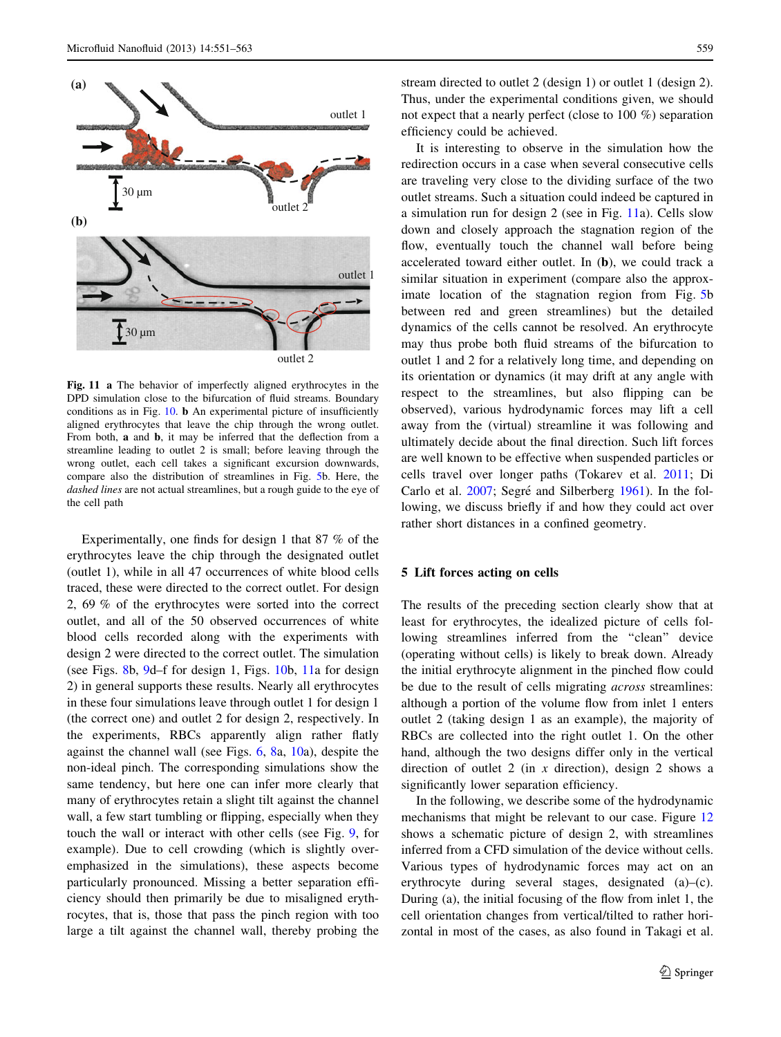**Fig. 11** **a** The behavior of imperfectly aligned erythrocytes in the DPD simulation close to the bifurcation of fluid streams. Boundary conditions as in Fig. 10. **b** An experimental picture of insufficiently aligned erythrocytes that leave the chip through the wrong outlet. From both, **a** and **b**, it may be inferred that the deflection from a streamline leading to outlet 2 is small; before leaving through the wrong outlet, each cell takes a significant excursion downwards, compare also the distribution of streamlines in Fig. 5b. Here, the *dashed lines* are not actual streamlines, but a rough guide to the eye of the cell path

Experimentally, one finds for design 1 that 87 % of the erythrocytes leave the chip through the designated outlet (outlet 1), while in all 47 occurrences of white blood cells traced, these were directed to the correct outlet. For design 2, 69 % of the erythrocytes were sorted into the correct outlet, and all of the 50 observed occurrences of white blood cells recorded along with the experiments with design 2 were directed to the correct outlet. The simulation (see Figs. 8b, 9d–f for design 1, Figs. 10b, 11a for design 2) in general supports these results. Nearly all erythrocytes in these four simulations leave through outlet 1 for design 1 (the correct one) and outlet 2 for design 2, respectively. In the experiments, RBCs apparently align rather flatly against the channel wall (see Figs. 6, 8a, 10a), despite the non-ideal pinch. The corresponding simulations show the same tendency, but here one can infer more clearly that many of erythrocytes retain a slight tilt against the channel wall, a few start tumbling or flipping, especially when they touch the wall or interact with other cells (see Fig. 9, for example). Due to cell crowding (which is slightly overemphasized in the simulations), these aspects become particularly pronounced. Missing a better separation efficiency should then primarily be due to misaligned erythrocytes, that is, those that pass the pinch region with too large a tilt against the channel wall, thereby probing the stream directed to outlet 2 (design 1) or outlet 1 (design 2). Thus, under the experimental conditions given, we should not expect that a nearly perfect (close to 100 %) separation efficiency could be achieved.

It is interesting to observe in the simulation how the redirection occurs in a case when several consecutive cells are traveling very close to the dividing surface of the two outlet streams. Such a situation could indeed be captured in a simulation run for design 2 (see in Fig. 11a). Cells slow down and closely approach the stagnation region of the flow, eventually touch the channel wall before being accelerated toward either outlet. In (**b**), we could track a similar situation in experiment (compare also the approximate location of the stagnation region from Fig. 5b between red and green streamlines) but the detailed dynamics of the cells cannot be resolved. An erythrocyte may thus probe both fluid streams of the bifurcation to outlet 1 and 2 for a relatively long time, and depending on its orientation or dynamics (it may drift at any angle with respect to the streamlines, but also flipping can be observed), various hydrodynamic forces may lift a cell away from the (virtual) streamline it was following and ultimately decide about the final direction. Such lift forces are well known to be effective when suspended particles or cells travel over longer paths (Tokarev et al. 2011; Di Carlo et al. 2007; Segré and Silberberg 1961). In the following, we discuss briefly if and how they could act over rather short distances in a confined geometry.

## 5 Lift forces acting on cells

The results of the preceding section clearly show that at least for erythrocytes, the idealized picture of cells following streamlines inferred from the "clean" device (operating without cells) is likely to break down. Already the initial erythrocyte alignment in the pinched flow could be due to the result of cells migrating *across* streamlines: although a portion of the volume flow from inlet 1 enters outlet 2 (taking design 1 as an example), the majority of RBCs are collected into the right outlet 1. On the other hand, although the two designs differ only in the vertical direction of outlet 2 (in $x$ direction), design 2 shows a significantly lower separation efficiency.

In the following, we describe some of the hydrodynamic mechanisms that might be relevant to our case. Figure 12 shows a schematic picture of design 2, with streamlines inferred from a CFD simulation of the device without cells. Various types of hydrodynamic forces may act on an erythrocyte during several stages, designated (a)–(c). During (a), the initial focusing of the flow from inlet 1, the cell orientation changes from vertical/tilted to rather horizontal in most of the cases, as also found in Takagi et al.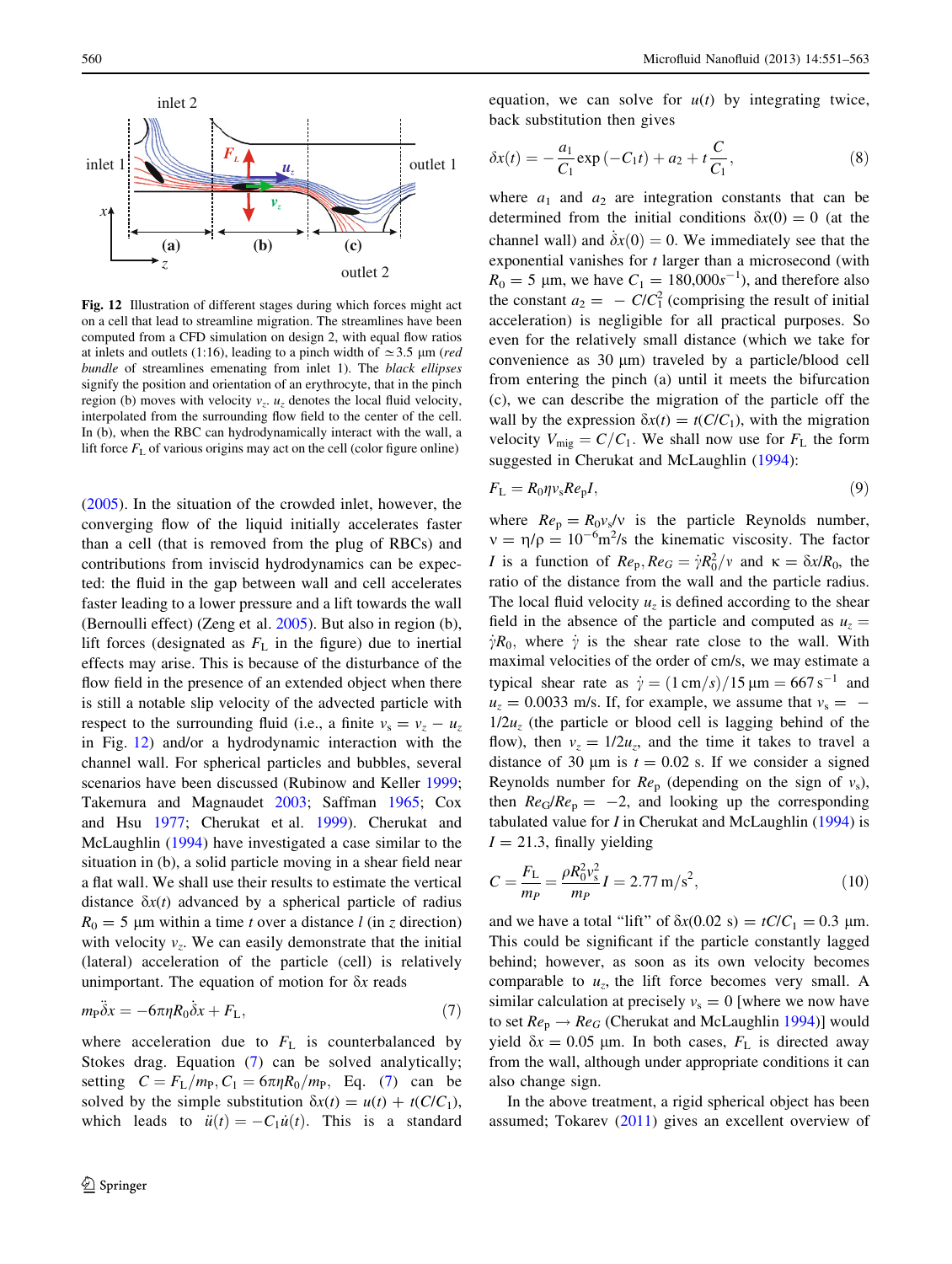**Fig. 12** Illustration of different stages during which forces might act on a cell that lead to streamline migration. The streamlines have been computed from a CFD simulation on design 2, with equal flow ratios at inlets and outlets (1:16), leading to a pinch width of $\simeq 3.5$ µm (*red bundle* of streamlines emenating from inlet 1). The *black ellipses* signify the position and orientation of an erythrocyte, that in the pinch region (b) moves with velocity $v_z$. $u_z$ denotes the local fluid velocity, interpolated from the surrounding flow field to the center of the cell. In (b), when the RBC can hydrodynamically interact with the wall, a lift force $F_L$ of various origins may act on the cell (color figure online)

(2005). In the situation of the crowded inlet, however, the converging flow of the liquid initially accelerates faster than a cell (that is removed from the plug of RBCs) and contributions from inviscid hydrodynamics can be expected: the fluid in the gap between wall and cell accelerates faster leading to a lower pressure and a lift towards the wall (Bernoulli effect) (Zeng et al. 2005). But also in region (b), lift forces (designated as $F_L$ in the figure) due to inertial effects may arise. This is because of the disturbance of the flow field in the presence of an extended object when there is still a notable slip velocity of the advected particle with respect to the surrounding fluid (i.e., a finite $v_s = v_z - u_z$ in Fig. 12) and/or a hydrodynamic interaction with the channel wall. For spherical particles and bubbles, several scenarios have been discussed (Rubinow and Keller 1999; Takemura and Magnaudet 2003; Saffman 1965; Cox and Hsu 1977; Cherukat et al. 1999). Cherukat and McLaughlin (1994) have investigated a case similar to the situation in (b), a solid particle moving in a shear field near a flat wall. We shall use their results to estimate the vertical distance $\delta x(t)$ advanced by a spherical particle of radius $R_0 = 5$ µm within a time $t$ over a distance $l$ (in $z$ direction) with velocity $v_z$. We can easily demonstrate that the initial (lateral) acceleration of the particle (cell) is relatively unimportant. The equation of motion for $\delta x$ reads

$$m_P \ddot{\delta x} = -6\pi\eta R_0 \dot{\delta x} + F_L, \tag{7}$$

where acceleration due to $F_L$ is counterbalanced by Stokes drag. Equation (7) can be solved analytically; setting $C = F_L/m_P, C_1 = 6\pi\eta R_0/m_P$, Eq. (7) can be solved by the simple substitution $\delta x(t) = u(t) + t(C/C_1)$, which leads to $\ddot{u}(t) = -C_1\dot{u}(t)$. This is a standard equation, we can solve for $u(t)$ by integrating twice, back substitution then gives

$$\delta x(t) = -\frac{a_1}{C_1}\exp(-C_1 t) + a_2 + t\frac{C}{C_1}, \tag{8}$$

where $a_1$ and $a_2$ are integration constants that can be determined from the initial conditions $\delta x(0) = 0$ (at the channel wall) and $\dot{\delta x}(0) = 0$. We immediately see that the exponential vanishes for $t$ larger than a microsecond (with $R_0 = 5$ µm, we have $C_1 = 180{,}000 s^{-1}$), and therefore also the constant $a_2 = -C/C_1^2$ (comprising the result of initial acceleration) is negligible for all practical purposes. So even for the relatively small distance (which we take for convenience as 30 µm) traveled by a particle/blood cell from entering the pinch (a) until it meets the bifurcation (c), we can describe the migration of the particle off the wall by the expression $\delta x(t) = t(C/C_1)$, with the migration velocity $V_{\mathrm{mig}} = C/C_1$. We shall now use for $F_L$ the form suggested in Cherukat and McLaughlin (1994):

$$F_L = R_0 \eta v_s Re_p I, \tag{9}$$

where $Re_p = R_0 v_s/\nu$ is the particle Reynolds number, $\nu = \eta/\rho = 10^{-6}\mathrm{m}^2/\mathrm{s}$ the kinematic viscosity. The factor $I$ is a function of $Re_p, Re_G = \dot{\gamma}R_0^2/\nu$ and $\kappa = \delta x/R_0$, the ratio of the distance from the wall and the particle radius. The local fluid velocity $u_z$ is defined according to the shear field in the absence of the particle and computed as $u_z = \dot{\gamma}R_0$, where $\dot{\gamma}$ is the shear rate close to the wall. With maximal velocities of the order of cm/s, we may estimate a typical shear rate as $\dot{\gamma} = (1\,\mathrm{cm/s})/15\,\mu\mathrm{m} = 667\,\mathrm{s}^{-1}$ and $u_z = 0.0033$ m/s. If, for example, we assume that $v_s = -1/2u_z$ (the particle or blood cell is lagging behind of the flow), then $v_z = 1/2u_z$, and the time it takes to travel a distance of 30 µm is $t = 0.02$ s. If we consider a signed Reynolds number for $Re_p$ (depending on the sign of $v_s$), then $Re_G/Re_p = -2$, and looking up the corresponding tabulated value for $I$ in Cherukat and McLaughlin (1994) is $I = 21.3$, finally yielding

$$C = \frac{F_L}{m_P} = \frac{\rho R_0^2 v_s^2}{m_P} I = 2.77\,\mathrm{m/s}^2, \tag{10}$$

and we have a total "lift" of $\delta x(0.02\text{ s}) = tC/C_1 = 0.3$ µm. This could be significant if the particle constantly lagged behind; however, as soon as its own velocity becomes comparable to $u_z$, the lift force becomes very small. A similar calculation at precisely $v_s = 0$ [where we now have to set $Re_p \to Re_G$ (Cherukat and McLaughlin 1994)] would yield $\delta x = 0.05$ µm. In both cases, $F_L$ is directed away from the wall, although under appropriate conditions it can also change sign.

In the above treatment, a rigid spherical object has been assumed; Tokarev (2011) gives an excellent overview of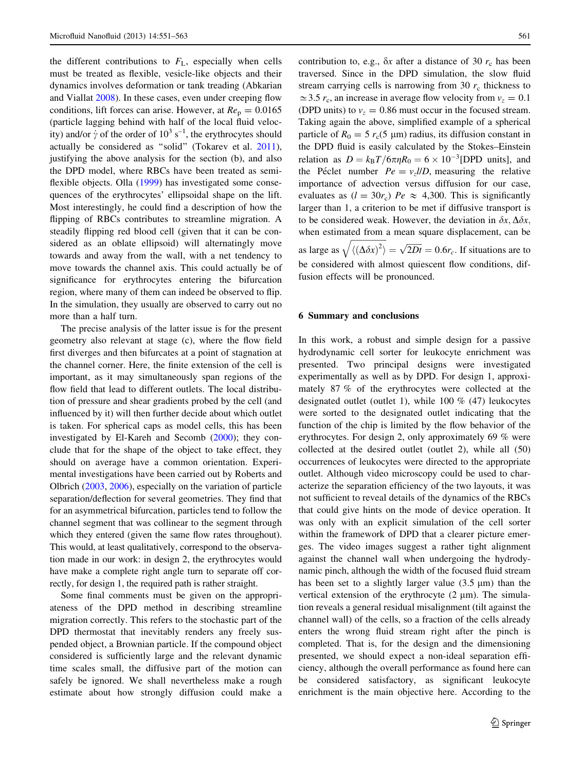the different contributions to $F_L$, especially when cells must be treated as flexible, vesicle-like objects and their dynamics involves deformation or tank treading (Abkarian and Viallat 2008). In these cases, even under creeping flow conditions, lift forces can arise. However, at $Re_p = 0.0165$ (particle lagging behind with half of the local fluid velocity) and/or $\dot{\gamma}$ of the order of $10^3$ s$^{-1}$, the erythrocytes should actually be considered as "solid" (Tokarev et al. 2011), justifying the above analysis for the section (b), and also the DPD model, where RBCs have been treated as semi-flexible objects. Olla (1999) has investigated some consequences of the erythrocytes' ellipsoidal shape on the lift. Most interestingly, he could find a description of how the flipping of RBCs contributes to streamline migration. A steadily flipping red blood cell (given that it can be considered as an oblate ellipsoid) will alternatingly move towards and away from the wall, with a net tendency to move towards the channel axis. This could actually be of significance for erythrocytes entering the bifurcation region, where many of them can indeed be observed to flip. In the simulation, they usually are observed to carry out no more than a half turn.

The precise analysis of the latter issue is for the present geometry also relevant at stage (c), where the flow field first diverges and then bifurcates at a point of stagnation at the channel corner. Here, the finite extension of the cell is important, as it may simultaneously span regions of the flow field that lead to different outlets. The local distribution of pressure and shear gradients probed by the cell (and influenced by it) will then further decide about which outlet is taken. For spherical caps as model cells, this has been investigated by El-Kareh and Secomb (2000); they conclude that for the shape of the object to take effect, they should on average have a common orientation. Experimental investigations have been carried out by Roberts and Olbrich (2003, 2006), especially on the variation of particle separation/deflection for several geometries. They find that for an asymmetrical bifurcation, particles tend to follow the channel segment that was collinear to the segment through which they entered (given the same flow rates throughout). This would, at least qualitatively, correspond to the observation made in our work: in design 2, the erythrocytes would have make a complete right angle turn to separate off correctly, for design 1, the required path is rather straight.

Some final comments must be given on the appropriateness of the DPD method in describing streamline migration correctly. This refers to the stochastic part of the DPD thermostat that inevitably renders any freely suspended object, a Brownian particle. If the compound object considered is sufficiently large and the relevant dynamic time scales small, the diffusive part of the motion can safely be ignored. We shall nevertheless make a rough estimate about how strongly diffusion could make a contribution to, e.g., $\delta x$ after a distance of 30 $r_c$ has been traversed. Since in the DPD simulation, the slow fluid stream carrying cells is narrowing from 30 $r_c$ thickness to $\simeq 3.5\, r_c$, an increase in average flow velocity from $v_z = 0.1$ (DPD units) to $v_z = 0.86$ must occur in the focused stream. Taking again the above, simplified example of a spherical particle of $R_0 = 5\, r_c (5\ \mu\text{m})$ radius, its diffusion constant in the DPD fluid is easily calculated by the Stokes–Einstein relation as $D = k_B T / 6\pi\eta R_0 = 6 \times 10^{-3}$[DPD units], and the Péclet number $Pe = v_z l / D$, measuring the relative importance of advection versus diffusion for our case, evaluates as $(l = 30 r_c)$ $Pe \approx 4{,}300$. This is significantly larger than 1, a criterion to be met if diffusive transport is to be considered weak. However, the deviation in $\delta x, \Delta\delta x$, when estimated from a mean square displacement, can be as large as $\sqrt{\langle(\Delta\delta x)^2\rangle} = \sqrt{2Dt} = 0.6 r_c$. If situations are to be considered with almost quiescent flow conditions, diffusion effects will be pronounced.

## 6 Summary and conclusions

In this work, a robust and simple design for a passive hydrodynamic cell sorter for leukocyte enrichment was presented. Two principal designs were investigated experimentally as well as by DPD. For design 1, approximately 87 % of the erythrocytes were collected at the designated outlet (outlet 1), while 100 % (47) leukocytes were sorted to the designated outlet indicating that the function of the chip is limited by the flow behavior of the erythrocytes. For design 2, only approximately 69 % were collected at the desired outlet (outlet 2), while all (50) occurrences of leukocytes were directed to the appropriate outlet. Although video microscopy could be used to characterize the separation efficiency of the two layouts, it was not sufficient to reveal details of the dynamics of the RBCs that could give hints on the mode of device operation. It was only with an explicit simulation of the cell sorter within the framework of DPD that a clearer picture emerges. The video images suggest a rather tight alignment against the channel wall when undergoing the hydrodynamic pinch, although the width of the focused fluid stream has been set to a slightly larger value (3.5 μm) than the vertical extension of the erythrocyte (2 μm). The simulation reveals a general residual misalignment (tilt against the channel wall) of the cells, so a fraction of the cells already enters the wrong fluid stream right after the pinch is completed. That is, for the design and the dimensioning presented, we should expect a non-ideal separation efficiency, although the overall performance as found here can be considered satisfactory, as significant leukocyte enrichment is the main objective here. According to the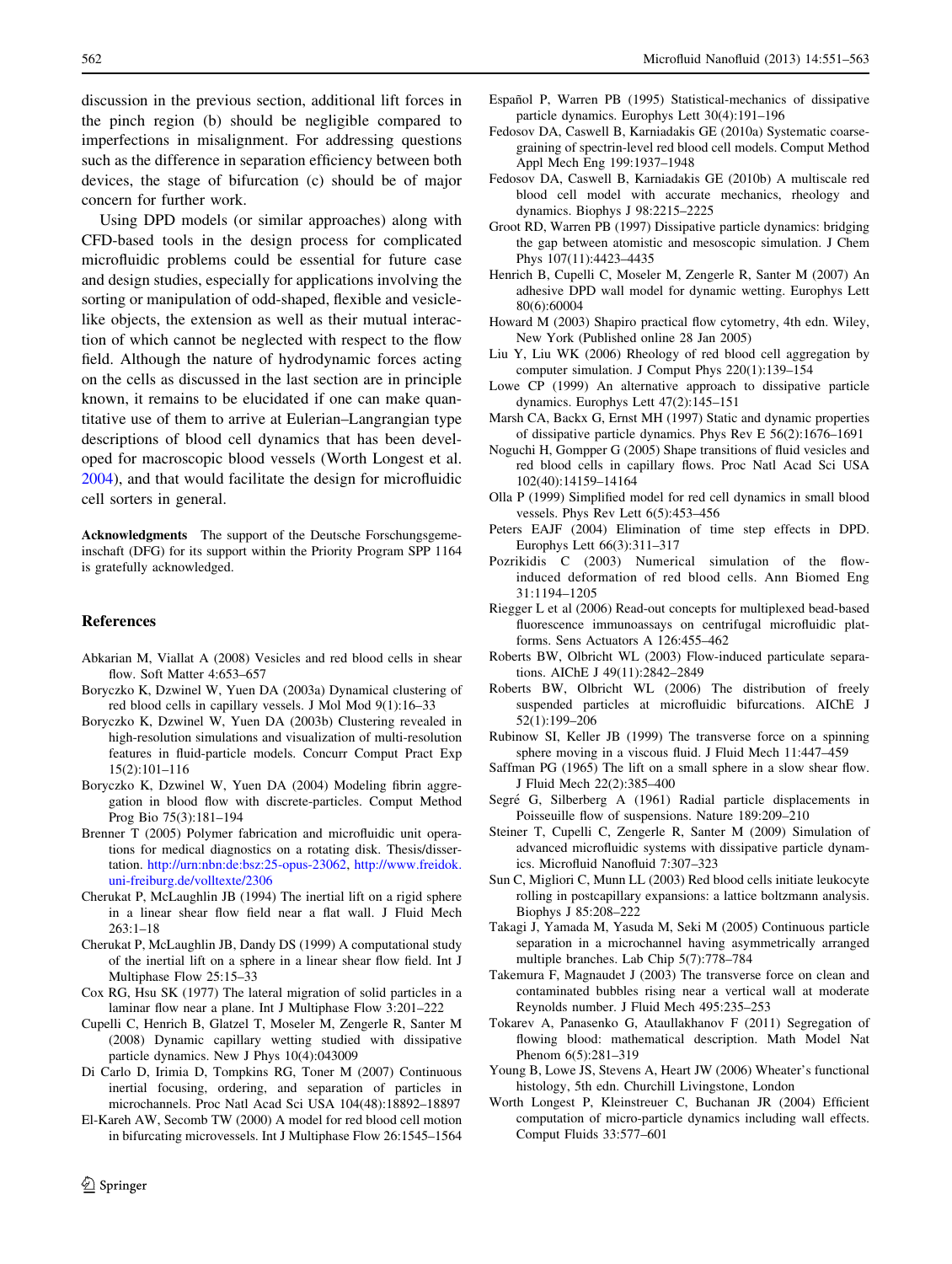discussion in the previous section, additional lift forces in the pinch region (b) should be negligible compared to imperfections in misalignment. For addressing questions such as the difference in separation efficiency between both devices, the stage of bifurcation (c) should be of major concern for further work.

Using DPD models (or similar approaches) along with CFD-based tools in the design process for complicated microfluidic problems could be essential for future case and design studies, especially for applications involving the sorting or manipulation of odd-shaped, flexible and vesicle-like objects, the extension as well as their mutual interaction of which cannot be neglected with respect to the flow field. Although the nature of hydrodynamic forces acting on the cells as discussed in the last section are in principle known, it remains to be elucidated if one can make quantitative use of them to arrive at Eulerian–Langrangian type descriptions of blood cell dynamics that has been developed for macroscopic blood vessels (Worth Longest et al. 2004), and that would facilitate the design for microfluidic cell sorters in general.

**Acknowledgments** The support of the Deutsche Forschungsgemeinschaft (DFG) for its support within the Priority Program SPP 1164 is gratefully acknowledged.

## References

Abkarian M, Viallat A (2008) Vesicles and red blood cells in shear flow. Soft Matter 4:653–657

Boryczko K, Dzwinel W, Yuen DA (2003a) Dynamical clustering of red blood cells in capillary vessels. J Mol Mod 9(1):16–33

Boryczko K, Dzwinel W, Yuen DA (2003b) Clustering revealed in high-resolution simulations and visualization of multi-resolution features in fluid-particle models. Concurr Comput Pract Exp 15(2):101–116

Boryczko K, Dzwinel W, Yuen DA (2004) Modeling fibrin aggregation in blood flow with discrete-particles. Comput Method Prog Bio 75(3):181–194

Brenner T (2005) Polymer fabrication and microfluidic unit operations for medical diagnostics on a rotating disk. Thesis/dissertation. http://urn:nbn:de:bsz:25-opus-23062, http://www.freidok.uni-freiburg.de/volltexte/2306

Cherukat P, McLaughlin JB (1994) The inertial lift on a rigid sphere in a linear shear flow field near a flat wall. J Fluid Mech 263:1–18

Cherukat P, McLaughlin JB, Dandy DS (1999) A computational study of the inertial lift on a sphere in a linear shear flow field. Int J Multiphase Flow 25:15–33

Cox RG, Hsu SK (1977) The lateral migration of solid particles in a laminar flow near a plane. Int J Multiphase Flow 3:201–222

Cupelli C, Henrich B, Glatzel T, Moseler M, Zengerle R, Santer M (2008) Dynamic capillary wetting studied with dissipative particle dynamics. New J Phys 10(4):043009

Di Carlo D, Irimia D, Tompkins RG, Toner M (2007) Continuous inertial focusing, ordering, and separation of particles in microchannels. Proc Natl Acad Sci USA 104(48):18892–18897

El-Kareh AW, Secomb TW (2000) A model for red blood cell motion in bifurcating microvessels. Int J Multiphase Flow 26:1545–1564

Español P, Warren PB (1995) Statistical-mechanics of dissipative particle dynamics. Europhys Lett 30(4):191–196

Fedosov DA, Caswell B, Karniadakis GE (2010a) Systematic coarse-graining of spectrin-level red blood cell models. Comput Method Appl Mech Eng 199:1937–1948

Fedosov DA, Caswell B, Karniadakis GE (2010b) A multiscale red blood cell model with accurate mechanics, rheology and dynamics. Biophys J 98:2215–2225

Groot RD, Warren PB (1997) Dissipative particle dynamics: bridging the gap between atomistic and mesoscopic simulation. J Chem Phys 107(11):4423–4435

Henrich B, Cupelli C, Moseler M, Zengerle R, Santer M (2007) An adhesive DPD wall model for dynamic wetting. Europhys Lett 80(6):60004

Howard M (2003) Shapiro practical flow cytometry, 4th edn. Wiley, New York (Published online 28 Jan 2005)

Liu Y, Liu WK (2006) Rheology of red blood cell aggregation by computer simulation. J Comput Phys 220(1):139–154

Lowe CP (1999) An alternative approach to dissipative particle dynamics. Europhys Lett 47(2):145–151

Marsh CA, Backx G, Ernst MH (1997) Static and dynamic properties of dissipative particle dynamics. Phys Rev E 56(2):1676–1691

Noguchi H, Gompper G (2005) Shape transitions of fluid vesicles and red blood cells in capillary flows. Proc Natl Acad Sci USA 102(40):14159–14164

Olla P (1999) Simplified model for red cell dynamics in small blood vessels. Phys Rev Lett 6(5):453–456

Peters EAJF (2004) Elimination of time step effects in DPD. Europhys Lett 66(3):311–317

Pozrikidis C (2003) Numerical simulation of the flow-induced deformation of red blood cells. Ann Biomed Eng 31:1194–1205

Riegger L et al (2006) Read-out concepts for multiplexed bead-based fluorescence immunoassays on centrifugal microfluidic platforms. Sens Actuators A 126:455–462

Roberts BW, Olbricht WL (2003) Flow-induced particulate separations. AIChE J 49(11):2842–2849

Roberts BW, Olbricht WL (2006) The distribution of freely suspended particles at microfluidic bifurcations. AIChE J 52(1):199–206

Rubinow SI, Keller JB (1999) The transverse force on a spinning sphere moving in a viscous fluid. J Fluid Mech 11:447–459

Saffman PG (1965) The lift on a small sphere in a slow shear flow. J Fluid Mech 22(2):385–400

Segré G, Silberberg A (1961) Radial particle displacements in Poisseuille flow of suspensions. Nature 189:209–210

Steiner T, Cupelli C, Zengerle R, Santer M (2009) Simulation of advanced microfluidic systems with dissipative particle dynamics. Microfluid Nanofluid 7:307–323

Sun C, Migliori C, Munn LL (2003) Red blood cells initiate leukocyte rolling in postcapillary expansions: a lattice boltzmann analysis. Biophys J 85:208–222

Takagi J, Yamada M, Yasuda M, Seki M (2005) Continuous particle separation in a microchannel having asymmetrically arranged multiple branches. Lab Chip 5(7):778–784

Takemura F, Magnaudet J (2003) The transverse force on clean and contaminated bubbles rising near a vertical wall at moderate Reynolds number. J Fluid Mech 495:235–253

Tokarev A, Panasenko G, Ataullakhanov F (2011) Segregation of flowing blood: mathematical description. Math Model Nat Phenom 6(5):281–319

Young B, Lowe JS, Stevens A, Heart JW (2006) Wheater's functional histology, 5th edn. Churchill Livingstone, London

Worth Longest P, Kleinstreuer C, Buchanan JR (2004) Efficient computation of micro-particle dynamics including wall effects. Comput Fluids 33:577–601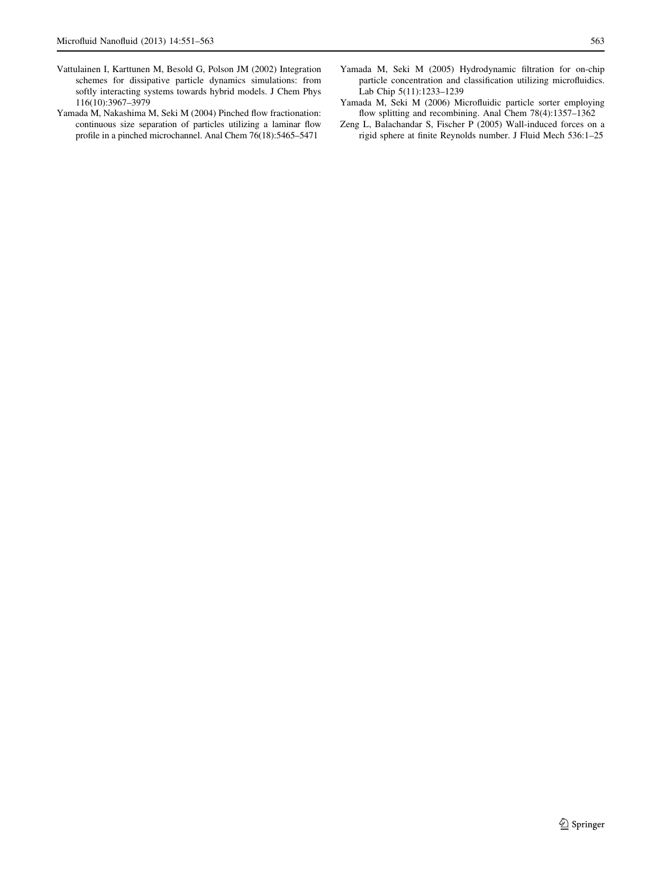Vattulainen I, Karttunen M, Besold G, Polson JM (2002) Integration schemes for dissipative particle dynamics simulations: from softly interacting systems towards hybrid models. J Chem Phys 116(10):3967–3979

Yamada M, Nakashima M, Seki M (2004) Pinched flow fractionation: continuous size separation of particles utilizing a laminar flow profile in a pinched microchannel. Anal Chem 76(18):5465–5471

Yamada M, Seki M (2005) Hydrodynamic filtration for on-chip particle concentration and classification utilizing microfluidics. Lab Chip 5(11):1233–1239

Yamada M, Seki M (2006) Microfluidic particle sorter employing flow splitting and recombining. Anal Chem 78(4):1357–1362

Zeng L, Balachandar S, Fischer P (2005) Wall-induced forces on a rigid sphere at finite Reynolds number. J Fluid Mech 536:1–25